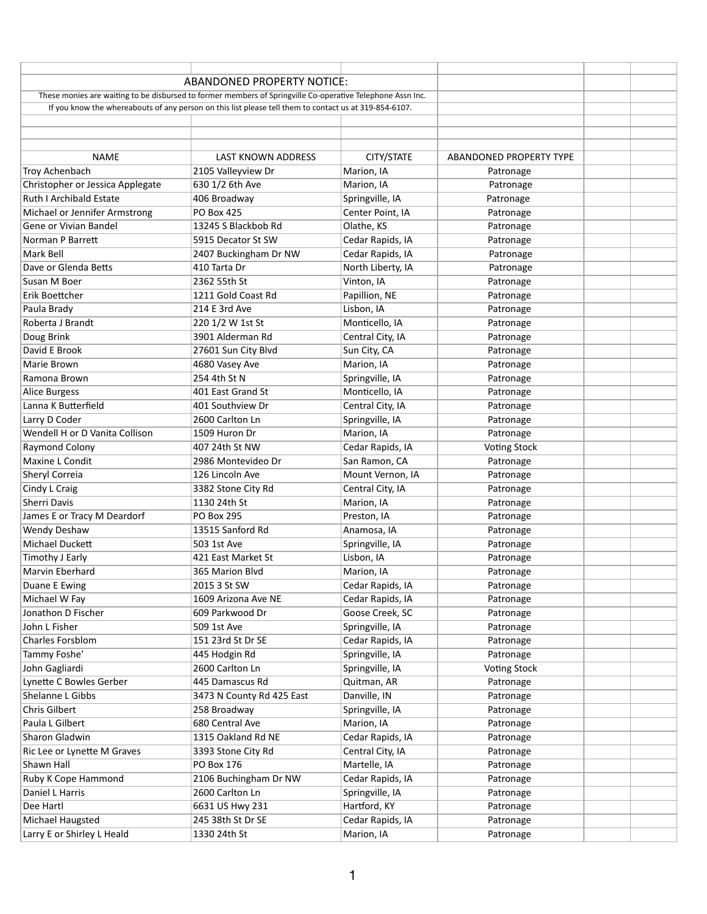## ABANDONED PROPERTY NOTICE:

These monies are waiting to be disbursed to former members of Springville Co-operative Telephone Assn Inc.

If you know the whereabouts of any person on this list please tell them to contact us at 319-854-6107.

| NAME | LAST KNOWN ADDRESS | CITY/STATE | ABANDONED PROPERTY TYPE |
|---|---|---|---|
| Troy Achenbach | 2105 Valleyview Dr | Marion, IA | Patronage |
| Christopher or Jessica Applegate | 630 1/2 6th Ave | Marion, IA | Patronage |
| Ruth I Archibald Estate | 406 Broadway | Springville, IA | Patronage |
| Michael or Jennifer Armstrong | PO Box 425 | Center Point, IA | Patronage |
| Gene or Vivian Bandel | 13245 S Blackbob Rd | Olathe, KS | Patronage |
| Norman P Barrett | 5915 Decator St SW | Cedar Rapids, IA | Patronage |
| Mark Bell | 2407 Buckingham Dr NW | Cedar Rapids, IA | Patronage |
| Dave or Glenda Betts | 410 Tarta Dr | North Liberty, IA | Patronage |
| Susan M Boer | 2362 55th St | Vinton, IA | Patronage |
| Erik Boettcher | 1211 Gold Coast Rd | Papillion, NE | Patronage |
| Paula Brady | 214 E 3rd Ave | Lisbon, IA | Patronage |
| Roberta J Brandt | 220 1/2 W 1st St | Monticello, IA | Patronage |
| Doug Brink | 3901 Alderman Rd | Central City, IA | Patronage |
| David E Brook | 27601 Sun City Blvd | Sun City, CA | Patronage |
| Marie Brown | 4680 Vasey Ave | Marion, IA | Patronage |
| Ramona Brown | 254 4th St N | Springville, IA | Patronage |
| Alice Burgess | 401 East Grand St | Monticello, IA | Patronage |
| Lanna K Butterfield | 401 Southview Dr | Central City, IA | Patronage |
| Larry D Coder | 2600 Carlton Ln | Springville, IA | Patronage |
| Wendell H or D Vanita Collison | 1509 Huron Dr | Marion, IA | Patronage |
| Raymond Colony | 407 24th St NW | Cedar Rapids, IA | Voting Stock |
| Maxine L Condit | 2986 Montevideo Dr | San Ramon, CA | Patronage |
| Sheryl Correia | 126 Lincoln Ave | Mount Vernon, IA | Patronage |
| Cindy L Craig | 3382 Stone City Rd | Central City, IA | Patronage |
| Sherri Davis | 1130 24th St | Marion, IA | Patronage |
| James E or Tracy M Deardorf | PO Box 295 | Preston, IA | Patronage |
| Wendy Deshaw | 13515 Sanford Rd | Anamosa, IA | Patronage |
| Michael Duckett | 503 1st Ave | Springville, IA | Patronage |
| Timothy J Early | 421 East Market St | Lisbon, IA | Patronage |
| Marvin Eberhard | 365 Marion Blvd | Marion, IA | Patronage |
| Duane E Ewing | 2015 3 St SW | Cedar Rapids, IA | Patronage |
| Michael W Fay | 1609 Arizona Ave NE | Cedar Rapids, IA | Patronage |
| Jonathon D Fischer | 609 Parkwood Dr | Goose Creek, SC | Patronage |
| John L Fisher | 509 1st Ave | Springville, IA | Patronage |
| Charles Forsblom | 151 23rd St Dr SE | Cedar Rapids, IA | Patronage |
| Tammy Foshe' | 445 Hodgin Rd | Springville, IA | Patronage |
| John Gagliardi | 2600 Carlton Ln | Springville, IA | Voting Stock |
| Lynette C Bowles Gerber | 445 Damascus Rd | Quitman, AR | Patronage |
| Shelanne L Gibbs | 3473 N County Rd 425 East | Danville, IN | Patronage |
| Chris Gilbert | 258 Broadway | Springville, IA | Patronage |
| Paula L Gilbert | 680 Central Ave | Marion, IA | Patronage |
| Sharon Gladwin | 1315 Oakland Rd NE | Cedar Rapids, IA | Patronage |
| Ric Lee or Lynette M Graves | 3393 Stone City Rd | Central City, IA | Patronage |
| Shawn Hall | PO Box 176 | Martelle, IA | Patronage |
| Ruby K Cope Hammond | 2106 Buchingham Dr NW | Cedar Rapids, IA | Patronage |
| Daniel L Harris | 2600 Carlton Ln | Springville, IA | Patronage |
| Dee Hartl | 6631 US Hwy 231 | Hartford, KY | Patronage |
| Michael Haugsted | 245 38th St Dr SE | Cedar Rapids, IA | Patronage |
| Larry E or Shirley L Heald | 1330 24th St | Marion, IA | Patronage |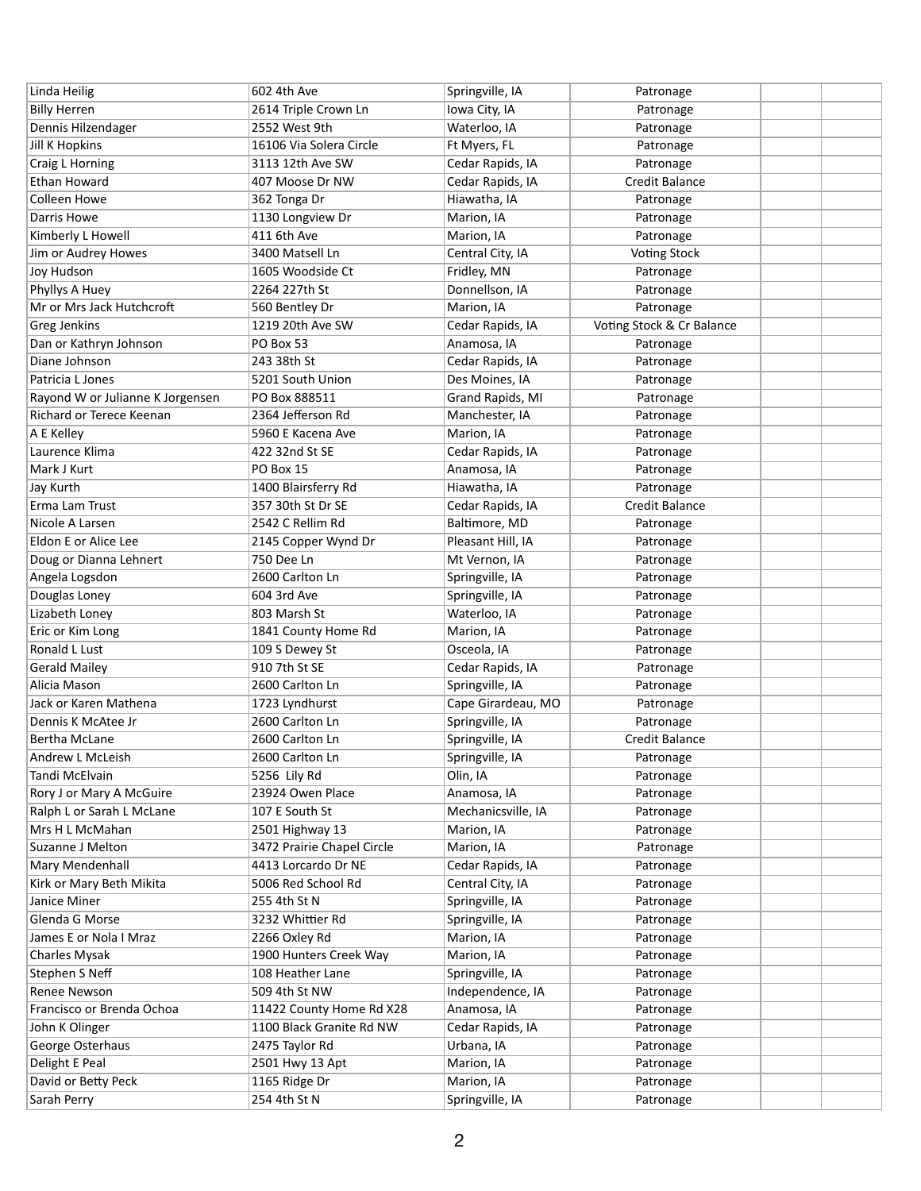| | | | | | |
|---|---|---|---|---|---|
| Linda Heilig | 602 4th Ave | Springville, IA | Patronage | | |
| Billy Herren | 2614 Triple Crown Ln | Iowa City, IA | Patronage | | |
| Dennis Hilzendager | 2552 West 9th | Waterloo, IA | Patronage | | |
| Jill K Hopkins | 16106 Via Solera Circle | Ft Myers, FL | Patronage | | |
| Craig L Horning | 3113 12th Ave SW | Cedar Rapids, IA | Patronage | | |
| Ethan Howard | 407 Moose Dr NW | Cedar Rapids, IA | Credit Balance | | |
| Colleen Howe | 362 Tonga Dr | Hiawatha, IA | Patronage | | |
| Darris Howe | 1130 Longview Dr | Marion, IA | Patronage | | |
| Kimberly L Howell | 411 6th Ave | Marion, IA | Patronage | | |
| Jim or Audrey Howes | 3400 Matsell Ln | Central City, IA | Voting Stock | | |
| Joy Hudson | 1605 Woodside Ct | Fridley, MN | Patronage | | |
| Phyllys A Huey | 2264 227th St | Donnellson, IA | Patronage | | |
| Mr or Mrs Jack Hutchcroft | 560 Bentley Dr | Marion, IA | Patronage | | |
| Greg Jenkins | 1219 20th Ave SW | Cedar Rapids, IA | Voting Stock & Cr Balance | | |
| Dan or Kathryn Johnson | PO Box 53 | Anamosa, IA | Patronage | | |
| Diane Johnson | 243 38th St | Cedar Rapids, IA | Patronage | | |
| Patricia L Jones | 5201 South Union | Des Moines, IA | Patronage | | |
| Rayond W or Julianne K Jorgensen | PO Box 888511 | Grand Rapids, MI | Patronage | | |
| Richard or Terece Keenan | 2364 Jefferson Rd | Manchester, IA | Patronage | | |
| A E Kelley | 5960 E Kacena Ave | Marion, IA | Patronage | | |
| Laurence Klima | 422 32nd St SE | Cedar Rapids, IA | Patronage | | |
| Mark J Kurt | PO Box 15 | Anamosa, IA | Patronage | | |
| Jay Kurth | 1400 Blairsferry Rd | Hiawatha, IA | Patronage | | |
| Erma Lam Trust | 357 30th St Dr SE | Cedar Rapids, IA | Credit Balance | | |
| Nicole A Larsen | 2542 C Rellim Rd | Baltimore, MD | Patronage | | |
| Eldon E or Alice Lee | 2145 Copper Wynd Dr | Pleasant Hill, IA | Patronage | | |
| Doug or Dianna Lehnert | 750 Dee Ln | Mt Vernon, IA | Patronage | | |
| Angela Logsdon | 2600 Carlton Ln | Springville, IA | Patronage | | |
| Douglas Loney | 604 3rd Ave | Springville, IA | Patronage | | |
| Lizabeth Loney | 803 Marsh St | Waterloo, IA | Patronage | | |
| Eric or Kim Long | 1841 County Home Rd | Marion, IA | Patronage | | |
| Ronald L Lust | 109 S Dewey St | Osceola, IA | Patronage | | |
| Gerald Mailey | 910 7th St SE | Cedar Rapids, IA | Patronage | | |
| Alicia Mason | 2600 Carlton Ln | Springville, IA | Patronage | | |
| Jack or Karen Mathena | 1723 Lyndhurst | Cape Girardeau, MO | Patronage | | |
| Dennis K McAtee Jr | 2600 Carlton Ln | Springville, IA | Patronage | | |
| Bertha McLane | 2600 Carlton Ln | Springville, IA | Credit Balance | | |
| Andrew L McLeish | 2600 Carlton Ln | Springville, IA | Patronage | | |
| Tandi McElvain | 5256 Lily Rd | Olin, IA | Patronage | | |
| Rory J or Mary A McGuire | 23924 Owen Place | Anamosa, IA | Patronage | | |
| Ralph L or Sarah L McLane | 107 E South St | Mechanicsville, IA | Patronage | | |
| Mrs H L McMahan | 2501 Highway 13 | Marion, IA | Patronage | | |
| Suzanne J Melton | 3472 Prairie Chapel Circle | Marion, IA | Patronage | | |
| Mary Mendenhall | 4413 Lorcardo Dr NE | Cedar Rapids, IA | Patronage | | |
| Kirk or Mary Beth Mikita | 5006 Red School Rd | Central City, IA | Patronage | | |
| Janice Miner | 255 4th St N | Springville, IA | Patronage | | |
| Glenda G Morse | 3232 Whittier Rd | Springville, IA | Patronage | | |
| James E or Nola I Mraz | 2266 Oxley Rd | Marion, IA | Patronage | | |
| Charles Mysak | 1900 Hunters Creek Way | Marion, IA | Patronage | | |
| Stephen S Neff | 108 Heather Lane | Springville, IA | Patronage | | |
| Renee Newson | 509 4th St NW | Independence, IA | Patronage | | |
| Francisco or Brenda Ochoa | 11422 County Home Rd X28 | Anamosa, IA | Patronage | | |
| John K Olinger | 1100 Black Granite Rd NW | Cedar Rapids, IA | Patronage | | |
| George Osterhaus | 2475 Taylor Rd | Urbana, IA | Patronage | | |
| Delight E Peal | 2501 Hwy 13 Apt | Marion, IA | Patronage | | |
| David or Betty Peck | 1165 Ridge Dr | Marion, IA | Patronage | | |
| Sarah Perry | 254 4th St N | Springville, IA | Patronage | | |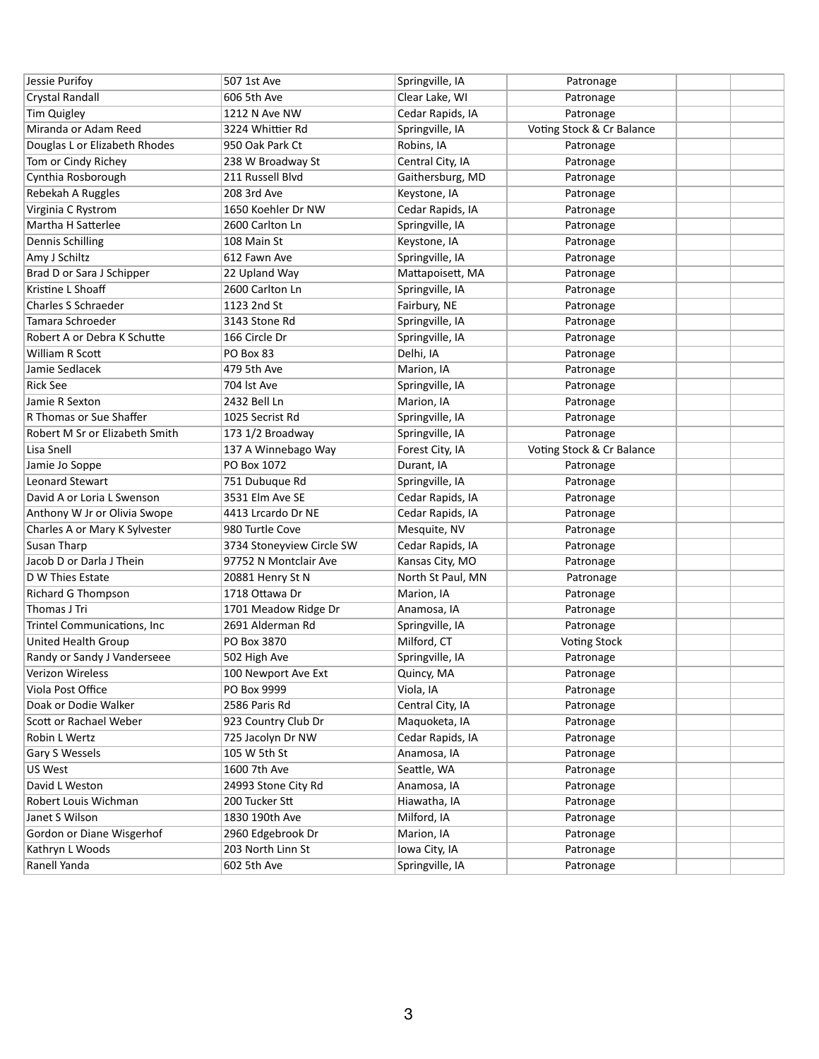| | | | | | |
|---|---|---|---|---|---|
| Jessie Purifoy | 507 1st Ave | Springville, IA | Patronage | | |
| Crystal Randall | 606 5th Ave | Clear Lake, WI | Patronage | | |
| Tim Quigley | 1212 N Ave NW | Cedar Rapids, IA | Patronage | | |
| Miranda or Adam Reed | 3224 Whittier Rd | Springville, IA | Voting Stock & Cr Balance | | |
| Douglas L or Elizabeth Rhodes | 950 Oak Park Ct | Robins, IA | Patronage | | |
| Tom or Cindy Richey | 238 W Broadway St | Central City, IA | Patronage | | |
| Cynthia Rosborough | 211 Russell Blvd | Gaithersburg, MD | Patronage | | |
| Rebekah A Ruggles | 208 3rd Ave | Keystone, IA | Patronage | | |
| Virginia C Rystrom | 1650 Koehler Dr NW | Cedar Rapids, IA | Patronage | | |
| Martha H Satterlee | 2600 Carlton Ln | Springville, IA | Patronage | | |
| Dennis Schilling | 108 Main St | Keystone, IA | Patronage | | |
| Amy J Schiltz | 612 Fawn Ave | Springville, IA | Patronage | | |
| Brad D or Sara J Schipper | 22 Upland Way | Mattapoisett, MA | Patronage | | |
| Kristine L Shoaff | 2600 Carlton Ln | Springville, IA | Patronage | | |
| Charles S Schraeder | 1123 2nd St | Fairbury, NE | Patronage | | |
| Tamara Schroeder | 3143 Stone Rd | Springville, IA | Patronage | | |
| Robert A or Debra K Schutte | 166 Circle Dr | Springville, IA | Patronage | | |
| William R Scott | PO Box 83 | Delhi, IA | Patronage | | |
| Jamie Sedlacek | 479 5th Ave | Marion, IA | Patronage | | |
| Rick See | 704 lst Ave | Springville, IA | Patronage | | |
| Jamie R Sexton | 2432 Bell Ln | Marion, IA | Patronage | | |
| R Thomas or Sue Shaffer | 1025 Secrist Rd | Springville, IA | Patronage | | |
| Robert M Sr or Elizabeth Smith | 173 1/2 Broadway | Springville, IA | Patronage | | |
| Lisa Snell | 137 A Winnebago Way | Forest City, IA | Voting Stock & Cr Balance | | |
| Jamie Jo Soppe | PO Box 1072 | Durant, IA | Patronage | | |
| Leonard Stewart | 751 Dubuque Rd | Springville, IA | Patronage | | |
| David A or Loria L Swenson | 3531 Elm Ave SE | Cedar Rapids, IA | Patronage | | |
| Anthony W Jr or Olivia Swope | 4413 Lrcardo Dr NE | Cedar Rapids, IA | Patronage | | |
| Charles A or Mary K Sylvester | 980 Turtle Cove | Mesquite, NV | Patronage | | |
| Susan Tharp | 3734 Stoneyview Circle SW | Cedar Rapids, IA | Patronage | | |
| Jacob D or Darla J Thein | 97752 N Montclair Ave | Kansas City, MO | Patronage | | |
| D W Thies Estate | 20881 Henry St N | North St Paul, MN | Patronage | | |
| Richard G Thompson | 1718 Ottawa Dr | Marion, IA | Patronage | | |
| Thomas J Tri | 1701 Meadow Ridge Dr | Anamosa, IA | Patronage | | |
| Trintel Communications, Inc | 2691 Alderman Rd | Springville, IA | Patronage | | |
| United Health Group | PO Box 3870 | Milford, CT | Voting Stock | | |
| Randy or Sandy J Vanderseee | 502 High Ave | Springville, IA | Patronage | | |
| Verizon Wireless | 100 Newport Ave Ext | Quincy, MA | Patronage | | |
| Viola Post Office | PO Box 9999 | Viola, IA | Patronage | | |
| Doak or Dodie Walker | 2586 Paris Rd | Central City, IA | Patronage | | |
| Scott or Rachael Weber | 923 Country Club Dr | Maquoketa, IA | Patronage | | |
| Robin L Wertz | 725 Jacolyn Dr NW | Cedar Rapids, IA | Patronage | | |
| Gary S Wessels | 105 W 5th St | Anamosa, IA | Patronage | | |
| US West | 1600 7th Ave | Seattle, WA | Patronage | | |
| David L Weston | 24993 Stone City Rd | Anamosa, IA | Patronage | | |
| Robert Louis Wichman | 200 Tucker Stt | Hiawatha, IA | Patronage | | |
| Janet S Wilson | 1830 190th Ave | Milford, IA | Patronage | | |
| Gordon or Diane Wisgerhof | 2960 Edgebrook Dr | Marion, IA | Patronage | | |
| Kathryn L Woods | 203 North Linn St | Iowa City, IA | Patronage | | |
| Ranell Yanda | 602 5th Ave | Springville, IA | Patronage | | |